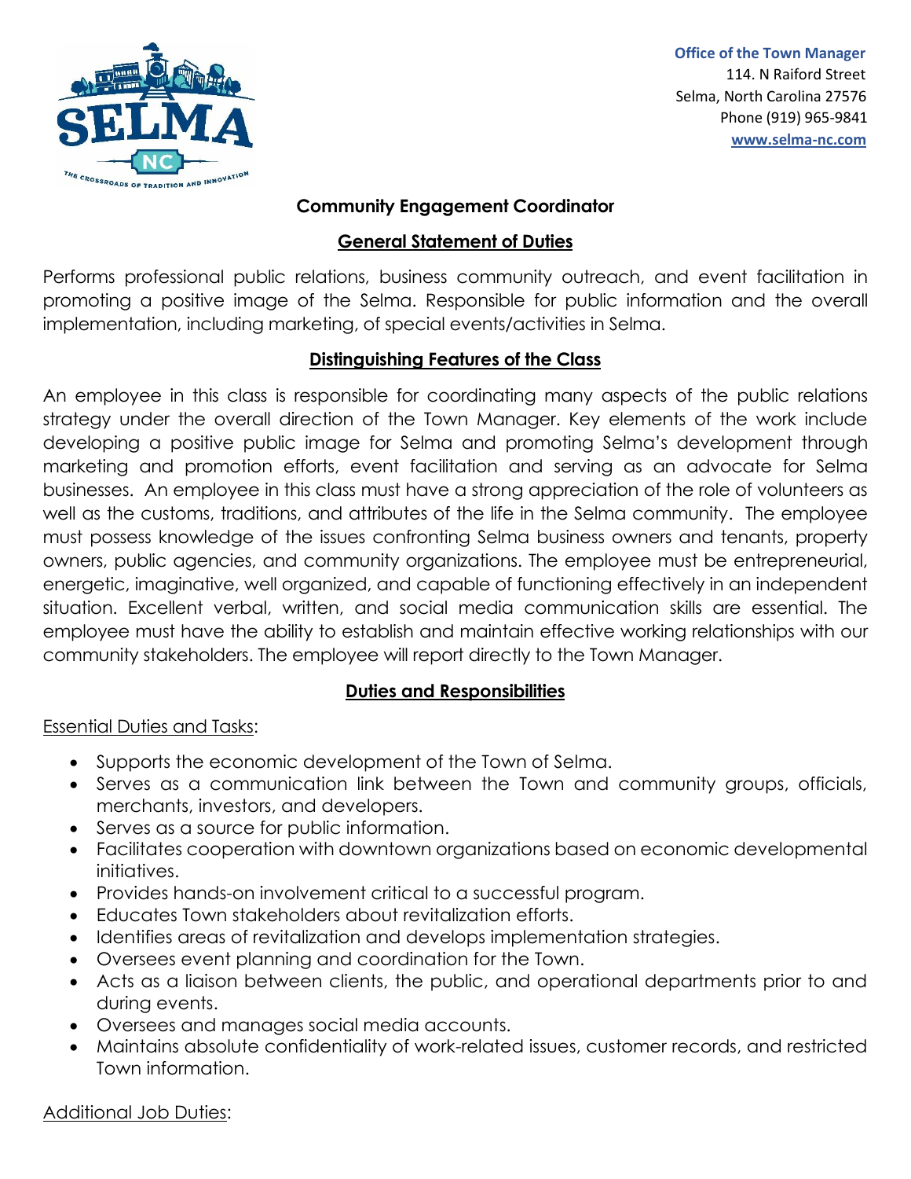**Office of the Town Manager**
114. N Raiford Street
Selma, North Carolina 27576
Phone (919) 965-9841
www.selma-nc.com

## Community Engagement Coordinator

### General Statement of Duties

Performs professional public relations, business community outreach, and event facilitation in promoting a positive image of the Selma. Responsible for public information and the overall implementation, including marketing, of special events/activities in Selma.

### Distinguishing Features of the Class

An employee in this class is responsible for coordinating many aspects of the public relations strategy under the overall direction of the Town Manager. Key elements of the work include developing a positive public image for Selma and promoting Selma's development through marketing and promotion efforts, event facilitation and serving as an advocate for Selma businesses. An employee in this class must have a strong appreciation of the role of volunteers as well as the customs, traditions, and attributes of the life in the Selma community. The employee must possess knowledge of the issues confronting Selma business owners and tenants, property owners, public agencies, and community organizations. The employee must be entrepreneurial, energetic, imaginative, well organized, and capable of functioning effectively in an independent situation. Excellent verbal, written, and social media communication skills are essential. The employee must have the ability to establish and maintain effective working relationships with our community stakeholders. The employee will report directly to the Town Manager.

### Duties and Responsibilities

Essential Duties and Tasks:

- Supports the economic development of the Town of Selma.
- Serves as a communication link between the Town and community groups, officials, merchants, investors, and developers.
- Serves as a source for public information.
- Facilitates cooperation with downtown organizations based on economic developmental initiatives.
- Provides hands-on involvement critical to a successful program.
- Educates Town stakeholders about revitalization efforts.
- Identifies areas of revitalization and develops implementation strategies.
- Oversees event planning and coordination for the Town.
- Acts as a liaison between clients, the public, and operational departments prior to and during events.
- Oversees and manages social media accounts.
- Maintains absolute confidentiality of work-related issues, customer records, and restricted Town information.

Additional Job Duties: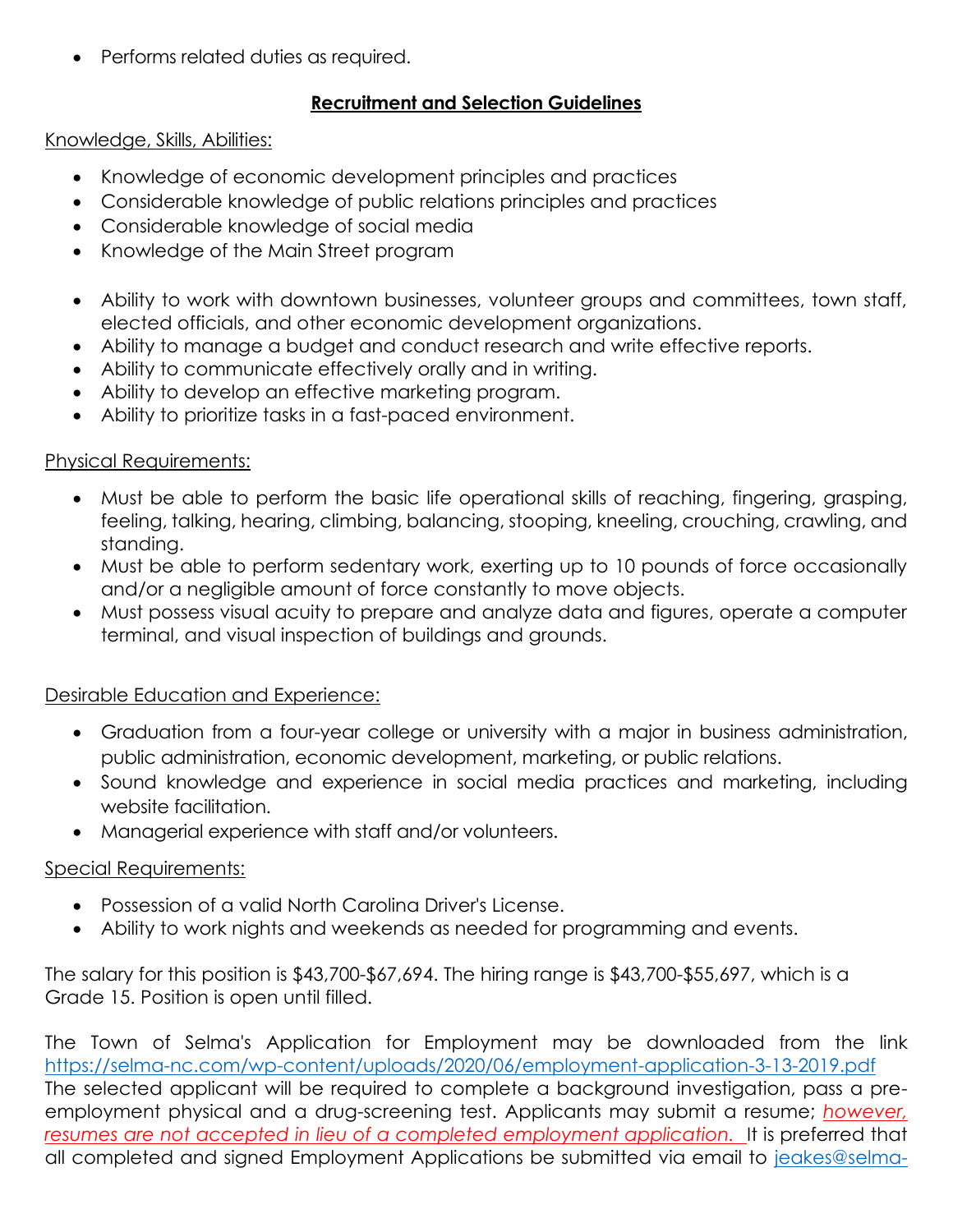- Performs related duties as required.

## Recruitment and Selection Guidelines

Knowledge, Skills, Abilities:

- Knowledge of economic development principles and practices
- Considerable knowledge of public relations principles and practices
- Considerable knowledge of social media
- Knowledge of the Main Street program

- Ability to work with downtown businesses, volunteer groups and committees, town staff, elected officials, and other economic development organizations.
- Ability to manage a budget and conduct research and write effective reports.
- Ability to communicate effectively orally and in writing.
- Ability to develop an effective marketing program.
- Ability to prioritize tasks in a fast-paced environment.

Physical Requirements:

- Must be able to perform the basic life operational skills of reaching, fingering, grasping, feeling, talking, hearing, climbing, balancing, stooping, kneeling, crouching, crawling, and standing.
- Must be able to perform sedentary work, exerting up to 10 pounds of force occasionally and/or a negligible amount of force constantly to move objects.
- Must possess visual acuity to prepare and analyze data and figures, operate a computer terminal, and visual inspection of buildings and grounds.

Desirable Education and Experience:

- Graduation from a four-year college or university with a major in business administration, public administration, economic development, marketing, or public relations.
- Sound knowledge and experience in social media practices and marketing, including website facilitation.
- Managerial experience with staff and/or volunteers.

Special Requirements:

- Possession of a valid North Carolina Driver's License.
- Ability to work nights and weekends as needed for programming and events.

The salary for this position is $43,700-$67,694. The hiring range is $43,700-$55,697, which is a Grade 15. Position is open until filled.

The Town of Selma's Application for Employment may be downloaded from the link https://selma-nc.com/wp-content/uploads/2020/06/employment-application-3-13-2019.pdf The selected applicant will be required to complete a background investigation, pass a pre-employment physical and a drug-screening test. Applicants may submit a resume; *however, resumes are not accepted in lieu of a completed employment application.* It is preferred that all completed and signed Employment Applications be submitted via email to jeakes@selma-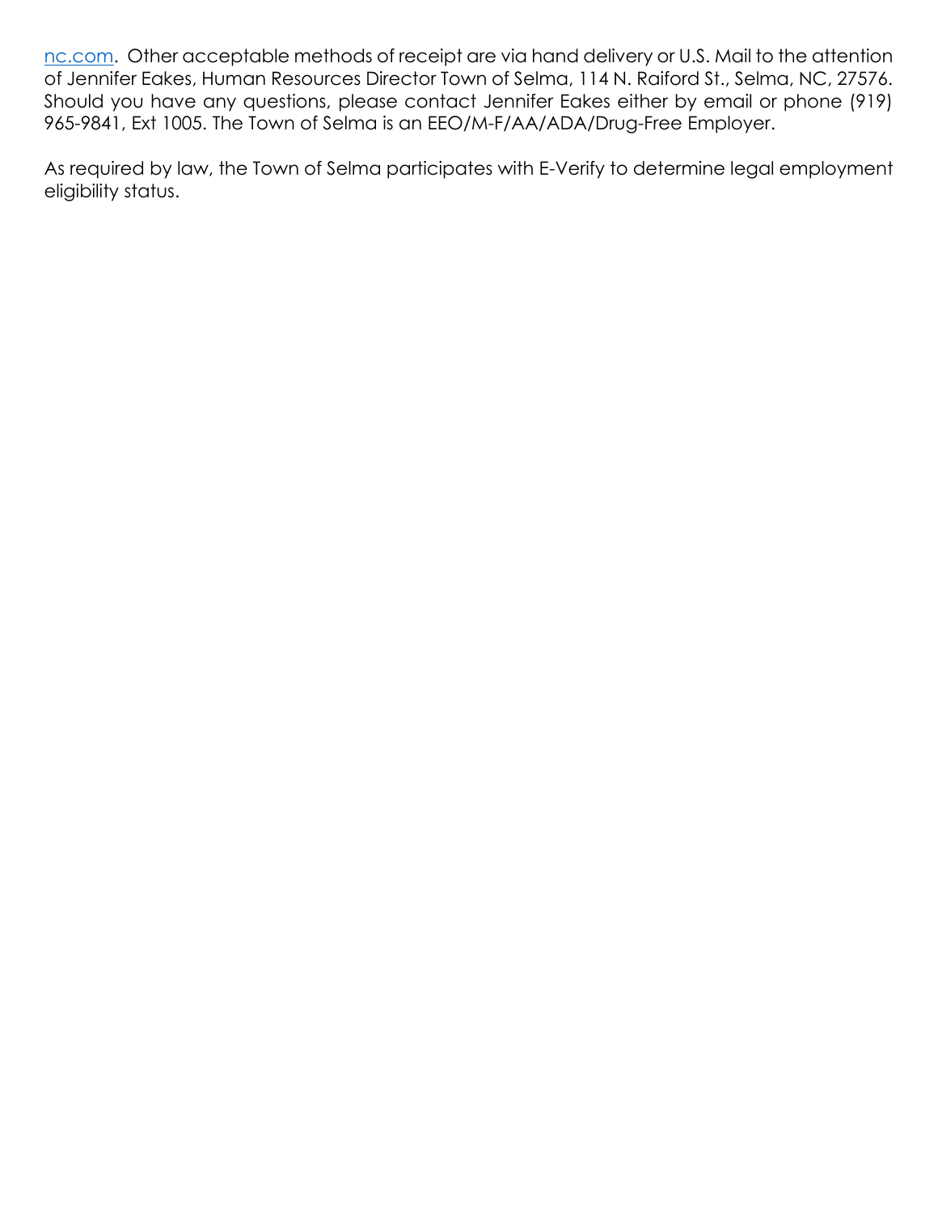nc.com. Other acceptable methods of receipt are via hand delivery or U.S. Mail to the attention of Jennifer Eakes, Human Resources Director Town of Selma, 114 N. Raiford St., Selma, NC, 27576. Should you have any questions, please contact Jennifer Eakes either by email or phone (919) 965-9841, Ext 1005. The Town of Selma is an EEO/M-F/AA/ADA/Drug-Free Employer.

As required by law, the Town of Selma participates with E-Verify to determine legal employment eligibility status.